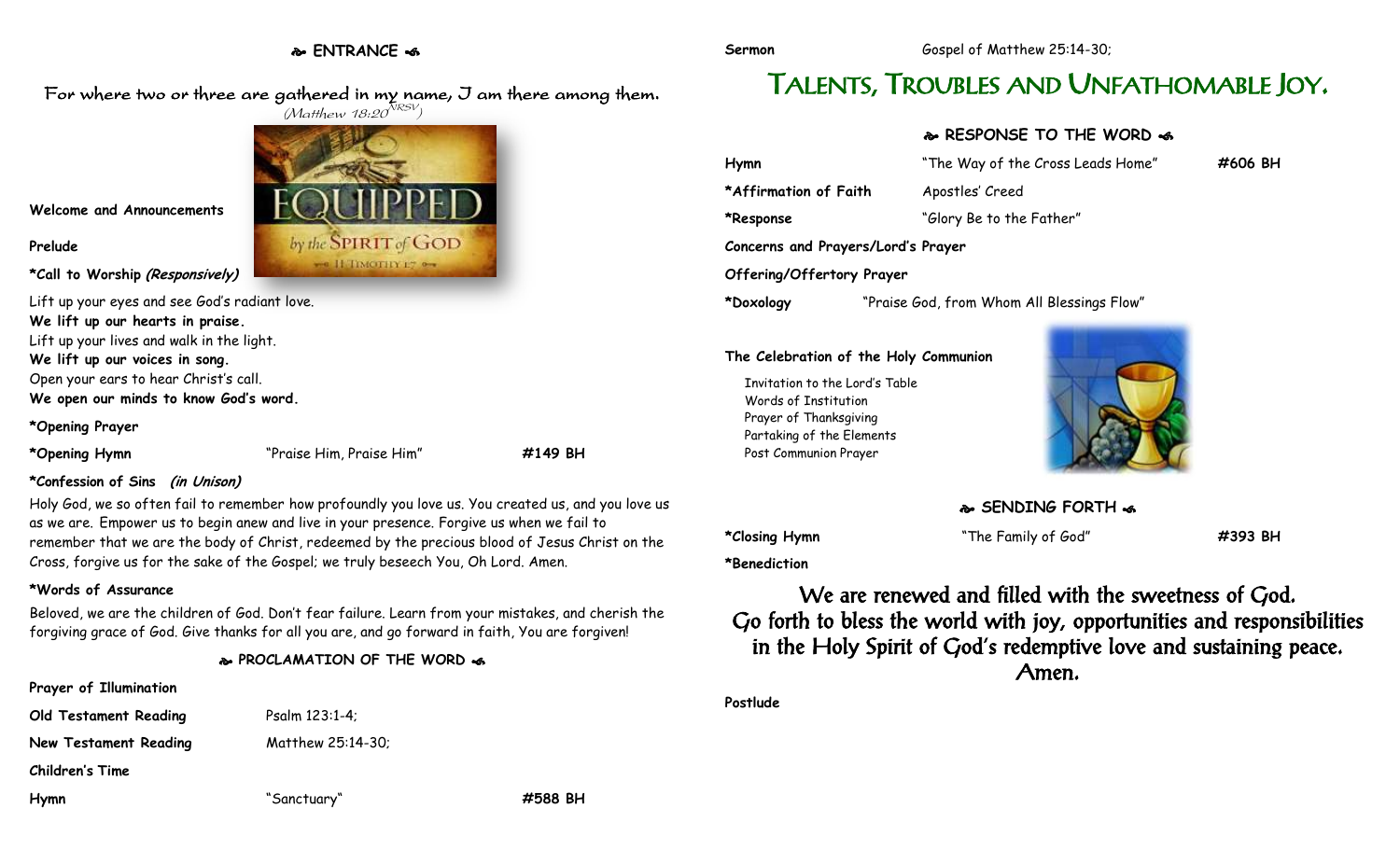## ❧ ENTRANCE ☙

For where two or three are gathered in my name, I am there among them.
(Matthew 18:20 NRSV)

**Welcome and Announcements**

**Prelude**

***Call to Worship *(Responsively)***

Lift up your eyes and see God's radiant love.
**We lift up our hearts in praise.**
Lift up your lives and walk in the light.
**We lift up our voices in song.**
Open your ears to hear Christ's call.
**We open our minds to know God's word.**

***Opening Prayer**

| | | |
|---|---|---|
| ***Opening Hymn** | "Praise Him, Praise Him" | **#149 BH** |

***Confession of Sins *(in Unison)***

Holy God, we so often fail to remember how profoundly you love us. You created us, and you love us as we are. Empower us to begin anew and live in your presence. Forgive us when we fail to remember that we are the body of Christ, redeemed by the precious blood of Jesus Christ on the Cross, forgive us for the sake of the Gospel; we truly beseech You, Oh Lord. Amen.

***Words of Assurance**

Beloved, we are the children of God. Don't fear failure. Learn from your mistakes, and cherish the forgiving grace of God. Give thanks for all you are, and go forward in faith, You are forgiven!

## ❧ PROCLAMATION OF THE WORD ☙

**Prayer of Illumination**

| | | |
|---|---|---|
| **Old Testament Reading** | Psalm 123:1-4; | |
| **New Testament Reading** | Matthew 25:14-30; | |
| **Children's Time** | | |
| **Hymn** | "Sanctuary" | **#588 BH** |
| **Sermon** | Gospel of Matthew 25:14-30; | |

# TALENTS, TROUBLES AND UNFATHOMABLE JOY.

## ❧ RESPONSE TO THE WORD ☙

| | | |
|---|---|---|
| **Hymn** | "The Way of the Cross Leads Home" | **#606 BH** |
| ***Affirmation of Faith** | Apostles' Creed | |
| ***Response** | "Glory Be to the Father" | |
| **Concerns and Prayers/Lord's Prayer** | | |
| **Offering/Offertory Prayer** | | |
| ***Doxology** | "Praise God, from Whom All Blessings Flow" | |

**The Celebration of the Holy Communion**

- Invitation to the Lord's Table
- Words of Institution
- Prayer of Thanksgiving
- Partaking of the Elements
- Post Communion Prayer

## ❧ SENDING FORTH ☙

| | | |
|---|---|---|
| ***Closing Hymn** | "The Family of God" | **#393 BH** |

***Benediction**

We are renewed and filled with the sweetness of God.
Go forth to bless the world with joy, opportunities and responsibilities in the Holy Spirit of God's redemptive love and sustaining peace.
Amen.

**Postlude**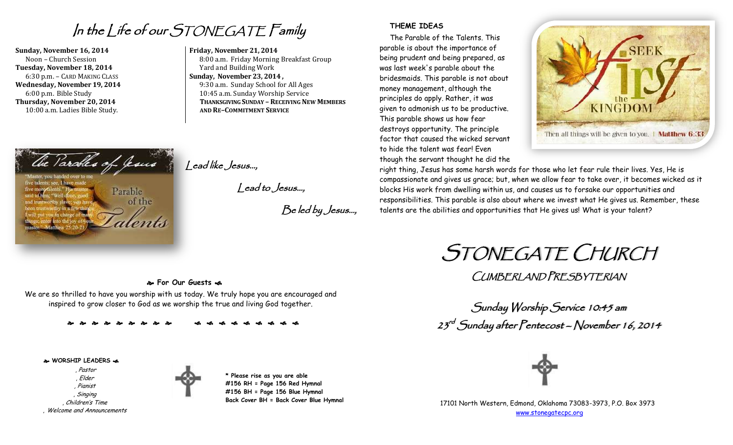# In the Life of our STONEGATE Family

**Sunday, November 16, 2014**
Noon – Church Session
**Tuesday, November 18, 2014**
6:30 p.m. – CARD MAKING CLASS
**Wednesday, November 19, 2014**
6:00 p.m. Bible Study
**Thursday, November 20, 2014**
10:00 a.m. Ladies Bible Study.

**Friday, November 21, 2014**
8:00 a.m. Friday Morning Breakfast Group
Yard and Building Work
**Sunday, November 23, 2014 ,**
9:30 a.m. Sunday School for All Ages
10:45 a.m. Sunday Worship Service
**THANKSGIVING SUNDAY – RECEIVING NEW MEMBERS AND RE–COMMITMENT SERVICE**

Lead like Jesus…,

Lead to Jesus…,

Be led by Jesus…,

**THEME IDEAS**

The Parable of the Talents. This parable is about the importance of being prudent and being prepared, as was last week's parable about the bridesmaids. This parable is not about money management, although the principles do apply. Rather, it was given to admonish us to be productive. This parable shows us how fear destroys opportunity. The principle factor that caused the wicked servant to hide the talent was fear! Even though the servant thought he did the right thing, Jesus has some harsh words for those who let fear rule their lives. Yes, He is compassionate and gives us grace; but, when we allow fear to take over, it becomes wicked as it blocks His work from dwelling within us, and causes us to forsake our opportunities and responsibilities. This parable is also about where we invest what He gives us. Remember, these talents are the abilities and opportunities that He gives us! What is your talent?

**For Our Guests**

We are so thrilled to have you worship with us today. We truly hope you are encouraged and inspired to grow closer to God as we worship the true and living God together.

**WORSHIP LEADERS**

, Pastor
, Elder
, Pianist
, Singing
, Children's Time
, Welcome and Announcements

**\* Please rise as you are able**
**#156 RH = Page 156 Red Hymnal**
**#156 BH = Page 156 Blue Hymnal**
**Back Cover BH = Back Cover Blue Hymnal**

# STONEGATE CHURCH

## CUMBERLAND PRESBYTERIAN

Sunday Worship Service 10:45 am

23rd Sunday after Pentecost – November 16, 2014

17101 North Western, Edmond, Oklahoma 73083-3973, P.O. Box 3973
www.stonegatecpc.org